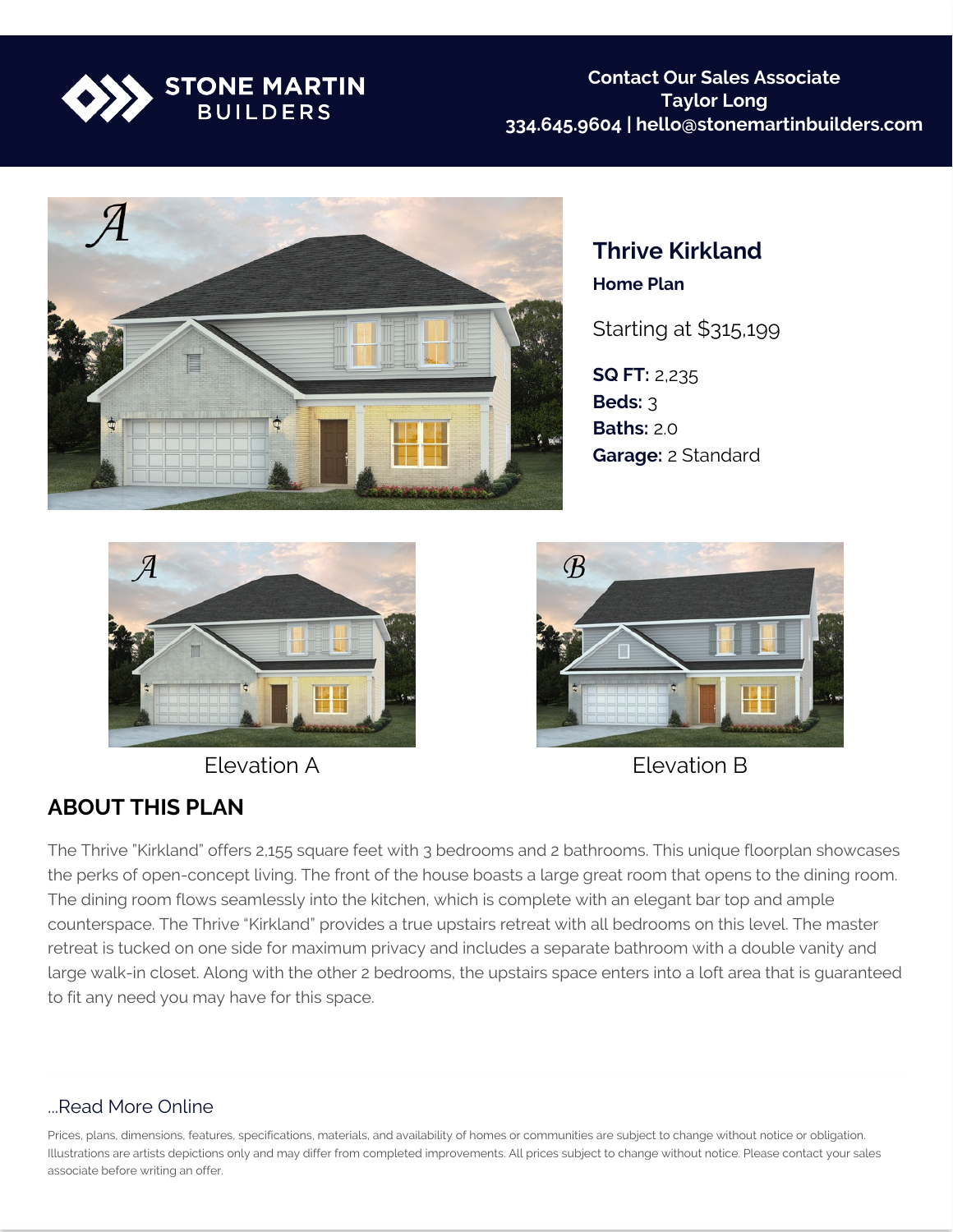STONE MARTIN BUILDERS

**Contact Our Sales Associate**
**Taylor Long**
**334.645.9604 | hello@stonemartinbuilders.com**

# Thrive Kirkland

### Home Plan

Starting at $315,199

**SQ FT:** 2,235
**Beds:** 3
**Baths:** 2.0
**Garage:** 2 Standard

Elevation A

Elevation B

## ABOUT THIS PLAN

The Thrive "Kirkland" offers 2,155 square feet with 3 bedrooms and 2 bathrooms. This unique floorplan showcases the perks of open-concept living. The front of the house boasts a large great room that opens to the dining room. The dining room flows seamlessly into the kitchen, which is complete with an elegant bar top and ample counterspace. The Thrive "Kirkland" provides a true upstairs retreat with all bedrooms on this level. The master retreat is tucked on one side for maximum privacy and includes a separate bathroom with a double vanity and large walk-in closet. Along with the other 2 bedrooms, the upstairs space enters into a loft area that is guaranteed to fit any need you may have for this space.

...Read More Online

Prices, plans, dimensions, features, specifications, materials, and availability of homes or communities are subject to change without notice or obligation. Illustrations are artists depictions only and may differ from completed improvements. All prices subject to change without notice. Please contact your sales associate before writing an offer.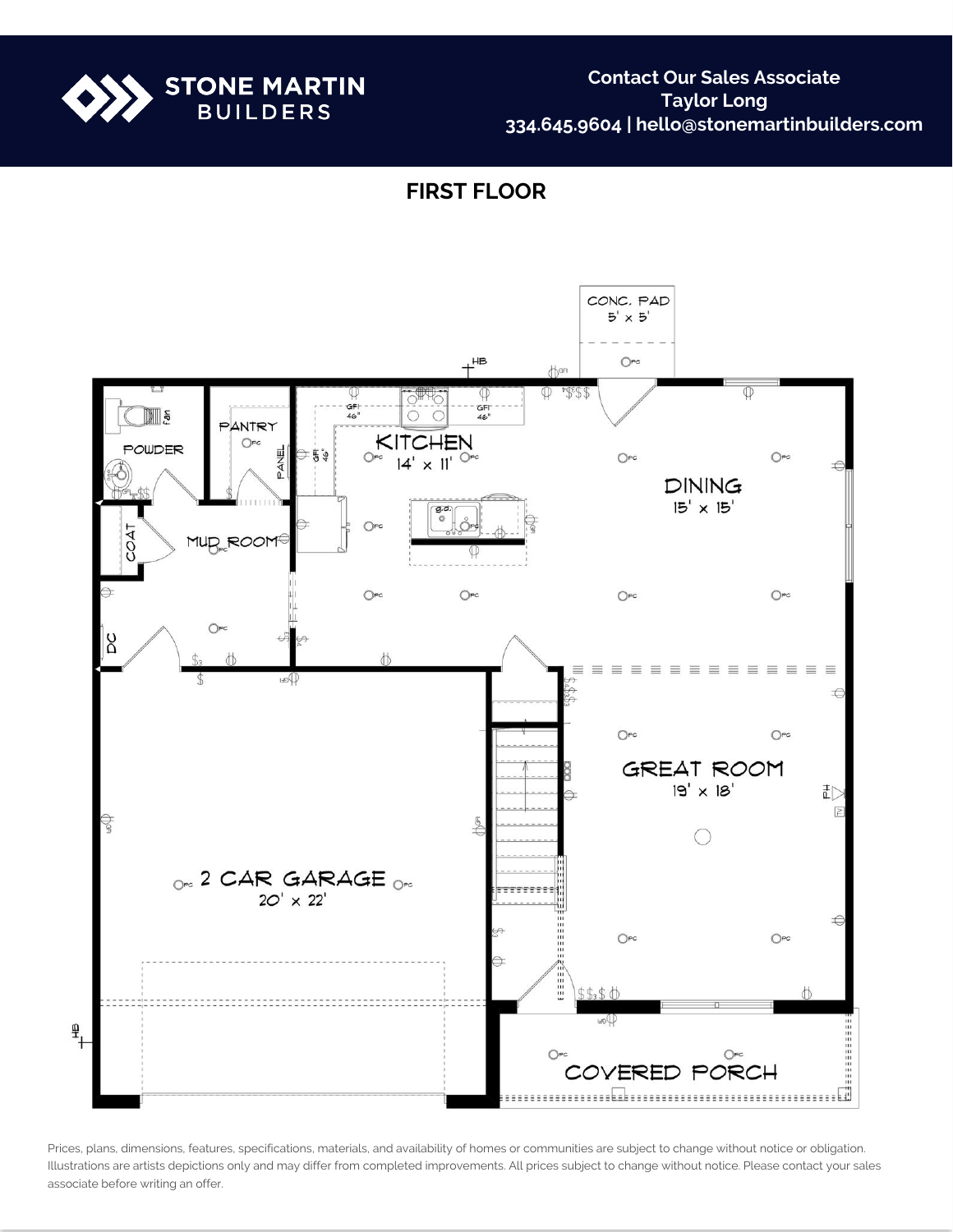**STONE MARTIN BUILDERS**

**Contact Our Sales Associate**
**Taylor Long**
**334.645.9604 | hello@stonemartinbuilders.com**

## FIRST FLOOR

CONC. PAD
5' x 5'

POWDER

PANTRY

KITCHEN
14' x 11'

DINING
15' x 15'

COAT

MUD ROOM

DC

GREAT ROOM
19' x 18'

2 CAR GARAGE
20' x 22'

COVERED PORCH

Prices, plans, dimensions, features, specifications, materials, and availability of homes or communities are subject to change without notice or obligation. Illustrations are artists depictions only and may differ from completed improvements. All prices subject to change without notice. Please contact your sales associate before writing an offer.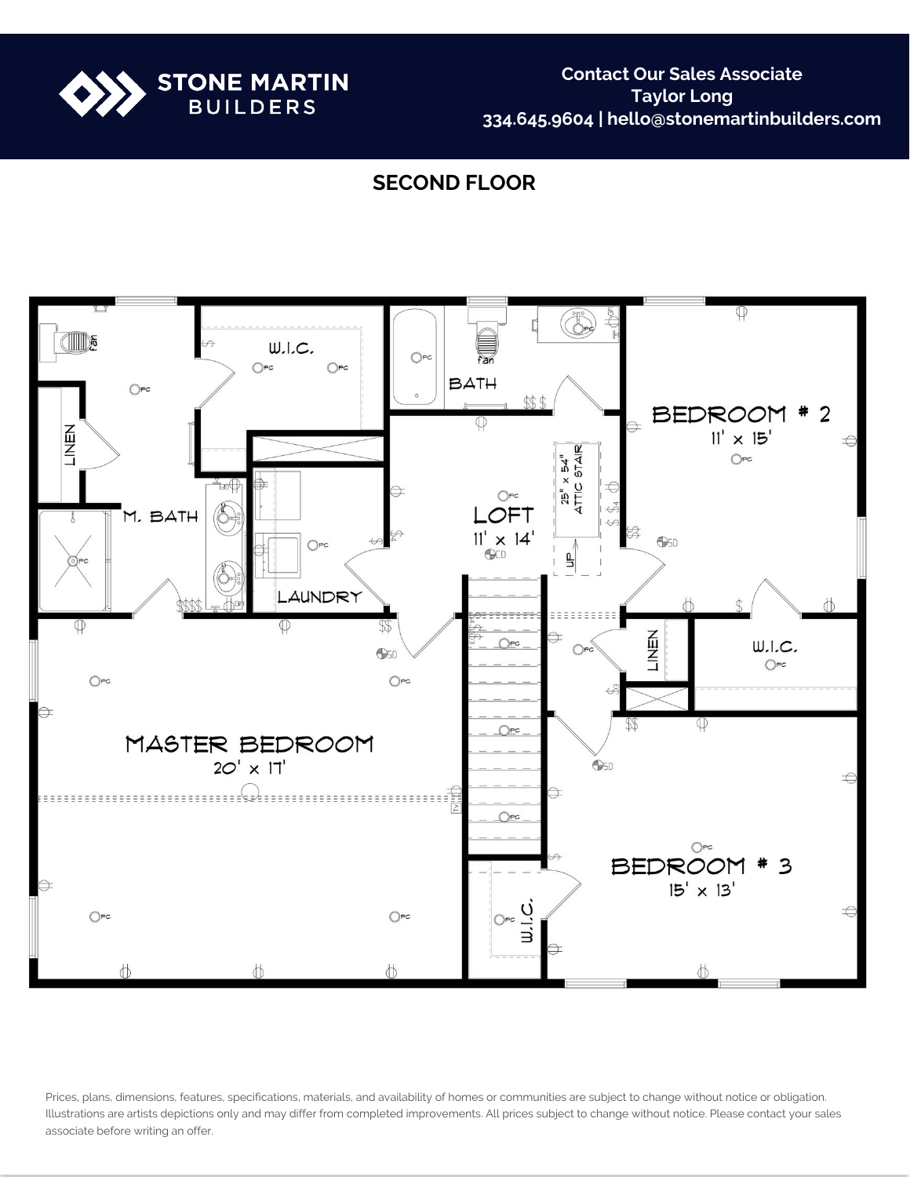STONE MARTIN BUILDERS

Contact Our Sales Associate
Taylor Long
334.645.9604 | hello@stonemartinbuilders.com

## SECOND FLOOR

W.I.C.

BATH

BEDROOM # 2
11' x 15'

LINEN

M. BATH

LOFT
11' x 14'

25" x 54" ATTIC STAIR

UP

LAUNDRY

LINEN

W.I.C.

MASTER BEDROOM
20' x 17'

BEDROOM # 3
15' x 13'

W.I.C.

Prices, plans, dimensions, features, specifications, materials, and availability of homes or communities are subject to change without notice or obligation. Illustrations are artists depictions only and may differ from completed improvements. All prices subject to change without notice. Please contact your sales associate before writing an offer.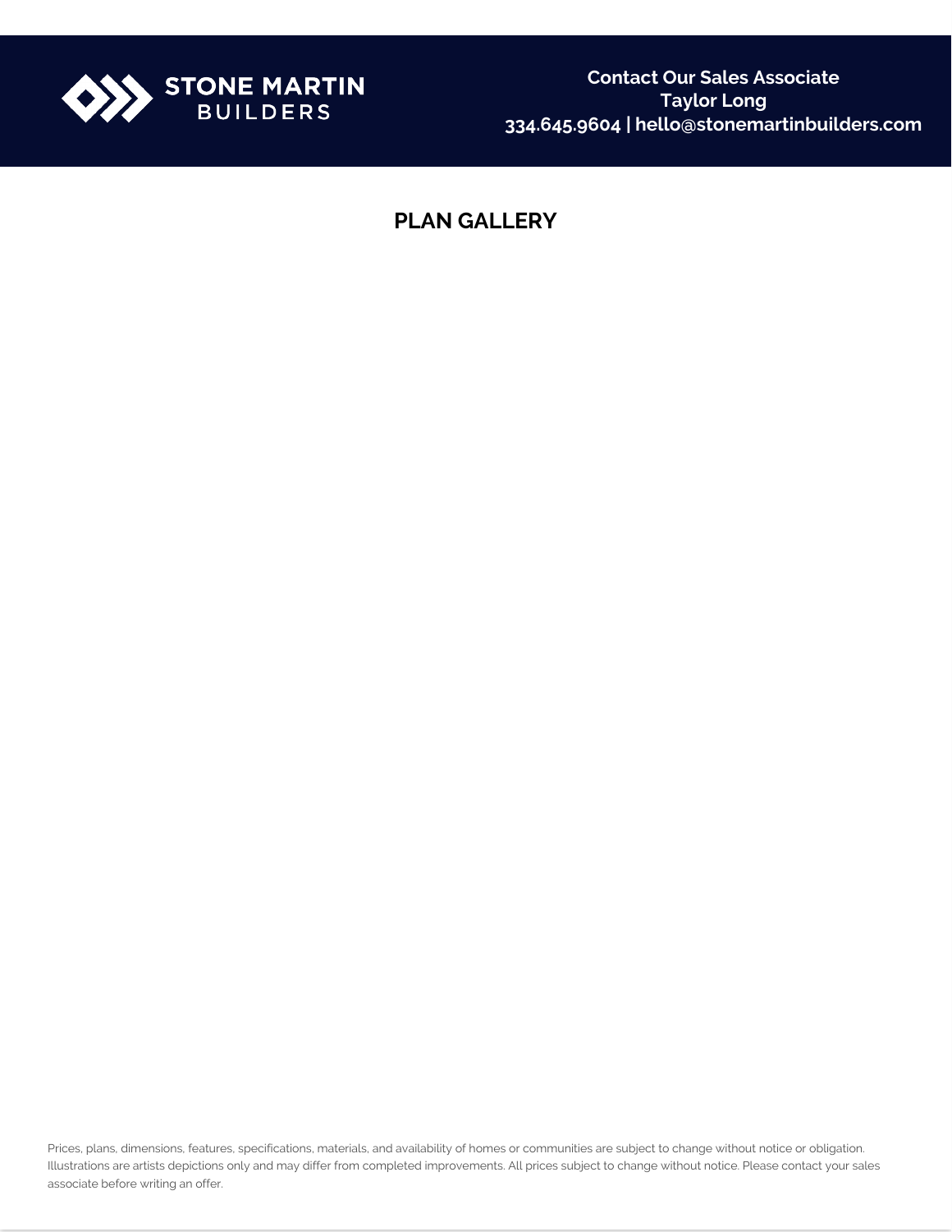STONE MARTIN BUILDERS

**Contact Our Sales Associate**
**Taylor Long**
**334.645.9604 | hello@stonemartinbuilders.com**

## PLAN GALLERY

Prices, plans, dimensions, features, specifications, materials, and availability of homes or communities are subject to change without notice or obligation. Illustrations are artists depictions only and may differ from completed improvements. All prices subject to change without notice. Please contact your sales associate before writing an offer.